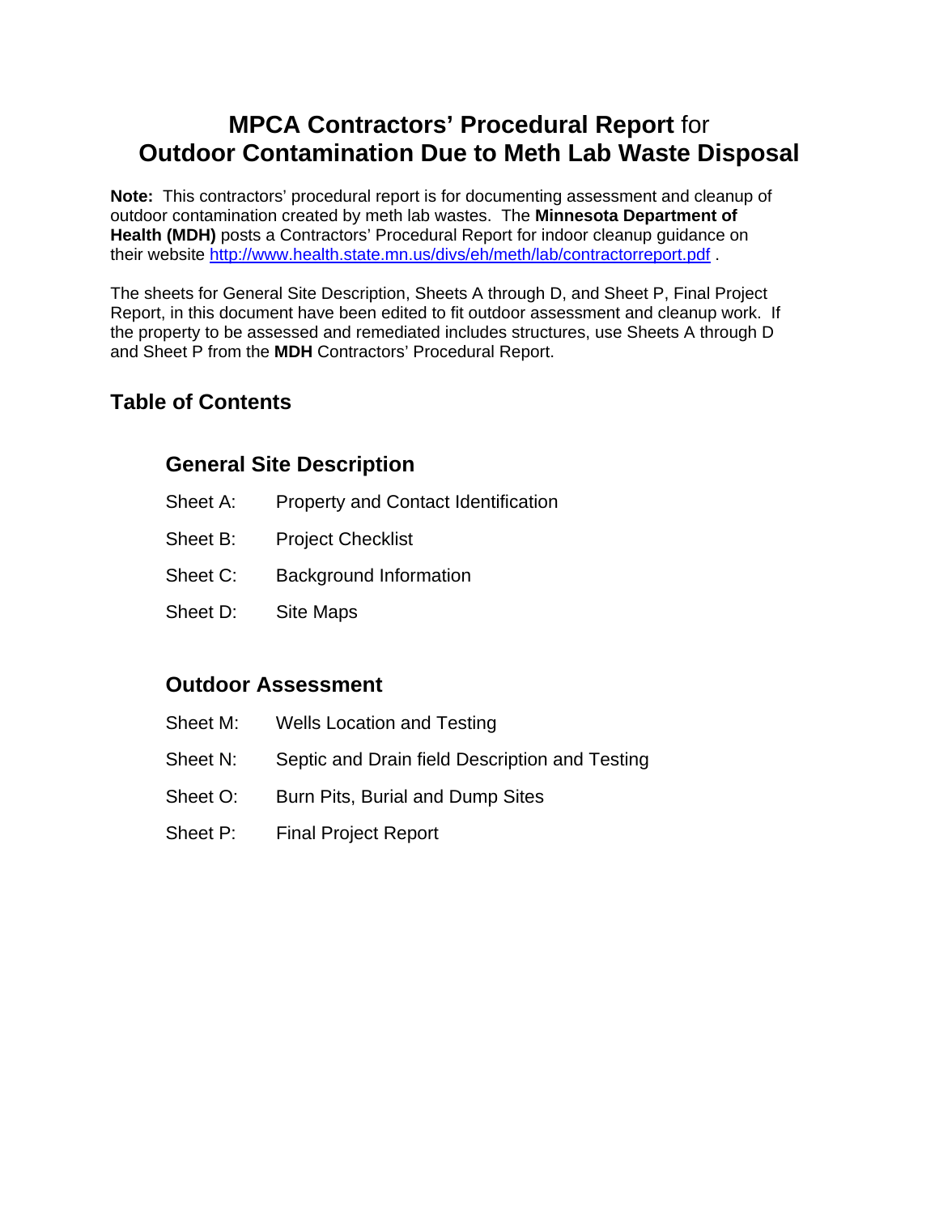# **MPCA Contractors' Procedural Report** for **Outdoor Contamination Due to Meth Lab Waste Disposal**

**Note:** This contractors' procedural report is for documenting assessment and cleanup of outdoor contamination created by meth lab wastes. The **Minnesota Department of Health (MDH)** posts a Contractors' Procedural Report for indoor cleanup guidance on their website http://www.health.state.mn.us/divs/eh/meth/lab/contractorreport.pdf .

The sheets for General Site Description, Sheets A through D, and Sheet P, Final Project Report, in this document have been edited to fit outdoor assessment and cleanup work. If the property to be assessed and remediated includes structures, use Sheets A through D and Sheet P from the **MDH** Contractors' Procedural Report.

## Table of Contents

### General Site Description

Sheet A: Property and Contact Identification

Sheet B: Project Checklist

Sheet C: Background Information

Sheet D: Site Maps

### Outdoor Assessment

Sheet M: Wells Location and Testing

Sheet N: Septic and Drain field Description and Testing

Sheet O: Burn Pits, Burial and Dump Sites

Sheet P: Final Project Report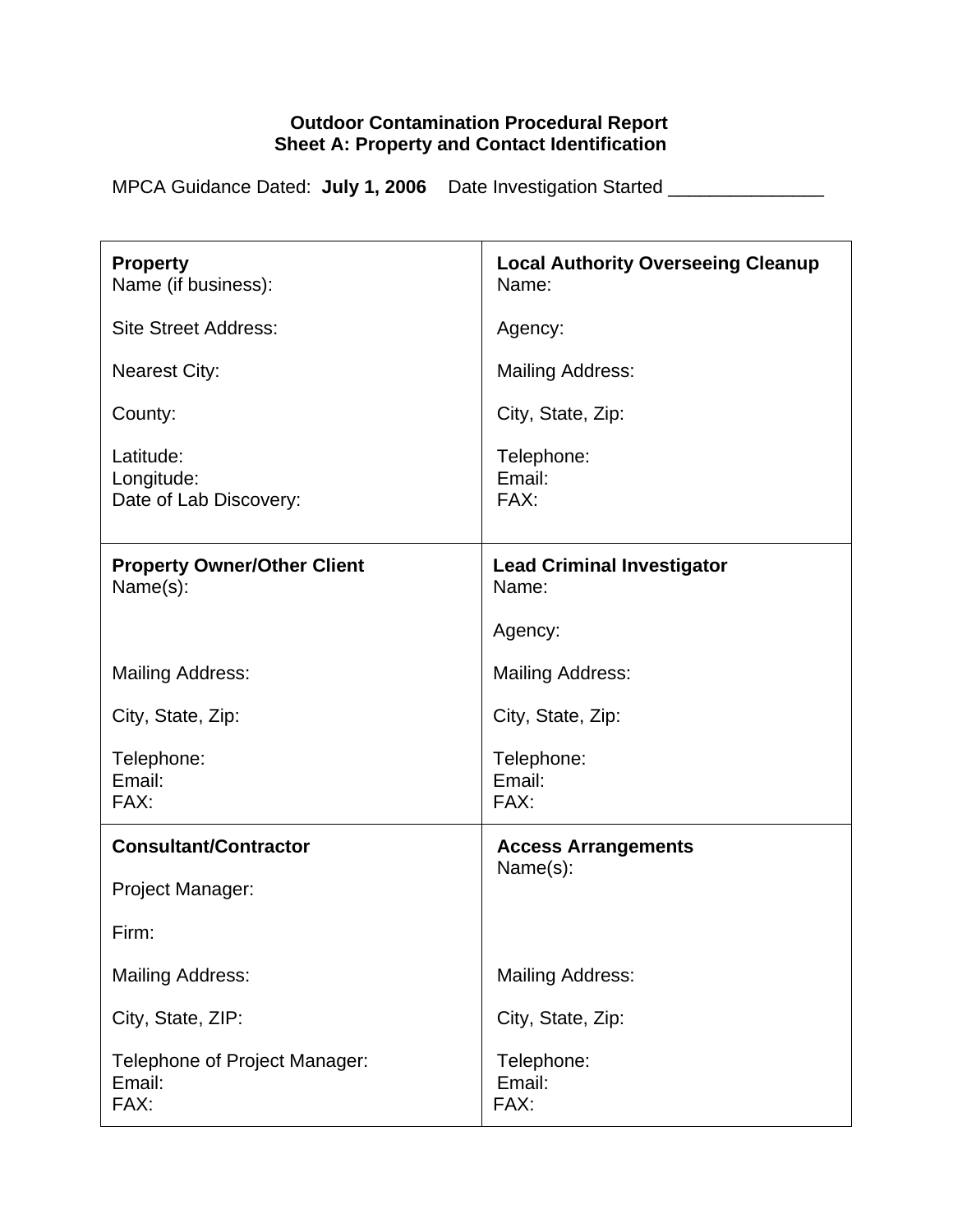## Outdoor Contamination Procedural Report
## Sheet A: Property and Contact Identification

MPCA Guidance Dated: **July 1, 2006** Date Investigation Started _______________

| | |
|---|---|
| **Property**<br>Name (if business):<br><br>Site Street Address:<br><br>Nearest City:<br><br>County:<br><br>Latitude:<br>Longitude:<br>Date of Lab Discovery: | **Local Authority Overseeing Cleanup**<br>Name:<br><br>Agency:<br><br>Mailing Address:<br><br>City, State, Zip:<br><br>Telephone:<br>Email:<br>FAX: |
| **Property Owner/Other Client**<br>Name(s):<br><br><br><br>Mailing Address:<br><br>City, State, Zip:<br><br>Telephone:<br>Email:<br>FAX: | **Lead Criminal Investigator**<br>Name:<br><br>Agency:<br><br>Mailing Address:<br><br>City, State, Zip:<br><br>Telephone:<br>Email:<br>FAX: |
| **Consultant/Contractor**<br><br>Project Manager:<br><br>Firm:<br><br>Mailing Address:<br><br>City, State, ZIP:<br><br>Telephone of Project Manager:<br>Email:<br>FAX: | **Access Arrangements**<br>Name(s):<br><br><br><br>Mailing Address:<br><br>City, State, Zip:<br><br>Telephone:<br>Email:<br>FAX: |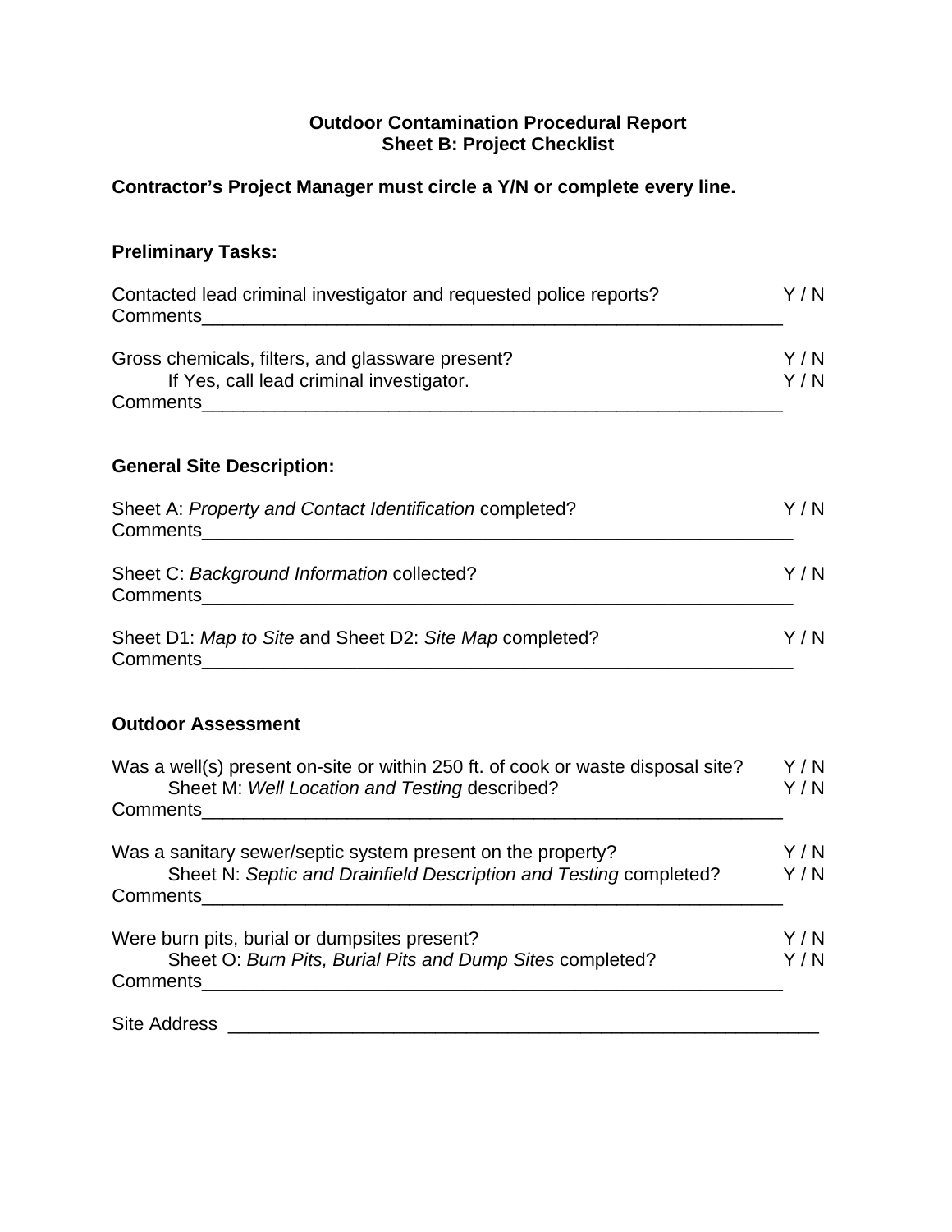## Outdoor Contamination Procedural Report
## Sheet B: Project Checklist

**Contractor's Project Manager must circle a Y/N or complete every line.**

### Preliminary Tasks:

Contacted lead criminal investigator and requested police reports? Y / N
Comments___________________________________________________________

Gross chemicals, filters, and glassware present? Y / N
    If Yes, call lead criminal investigator. Y / N
Comments___________________________________________________________

### General Site Description:

Sheet A: *Property and Contact Identification* completed? Y / N
Comments___________________________________________________________

Sheet C: *Background Information* collected? Y / N
Comments___________________________________________________________

Sheet D1: *Map to Site* and Sheet D2: *Site Map* completed? Y / N
Comments___________________________________________________________

### Outdoor Assessment

Was a well(s) present on-site or within 250 ft. of cook or waste disposal site? Y / N
    Sheet M: *Well Location and Testing* described? Y / N
Comments___________________________________________________________

Was a sanitary sewer/septic system present on the property? Y / N
    Sheet N: *Septic and Drainfield Description and Testing* completed? Y / N
Comments___________________________________________________________

Were burn pits, burial or dumpsites present? Y / N
    Sheet O: *Burn Pits, Burial Pits and Dump Sites* completed? Y / N
Comments___________________________________________________________

Site Address ___________________________________________________________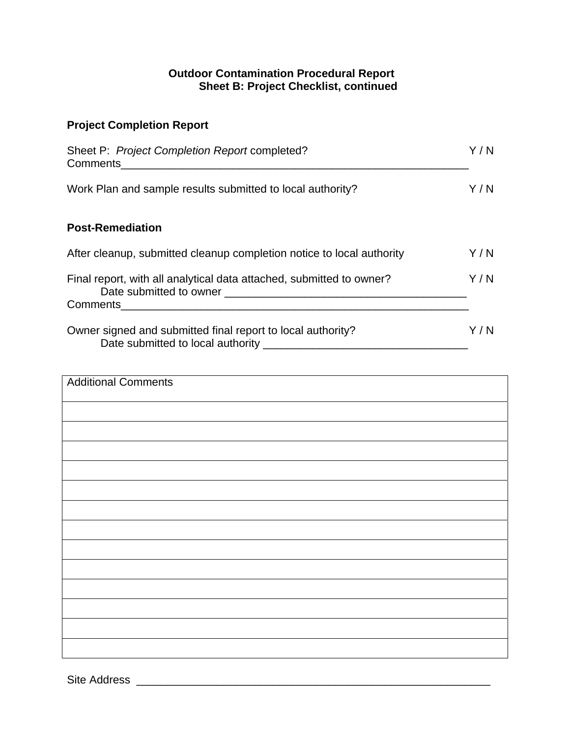## Outdoor Contamination Procedural Report
### Sheet B: Project Checklist, continued

**Project Completion Report**

Sheet P: *Project Completion Report* completed? Y / N
Comments_______________________________________________________

Work Plan and sample results submitted to local authority? Y / N

**Post-Remediation**

After cleanup, submitted cleanup completion notice to local authority Y / N

Final report, with all analytical data attached, submitted to owner? Y / N
Date submitted to owner ______________________________________
Comments_______________________________________________________

Owner signed and submitted final report to local authority? Y / N
Date submitted to local authority ________________________________

| Additional Comments |
| --- |
| |
| |
| |
| |
| |
| |
| |
| |
| |
| |
| |
| |
| |

Site Address ________________________________________________________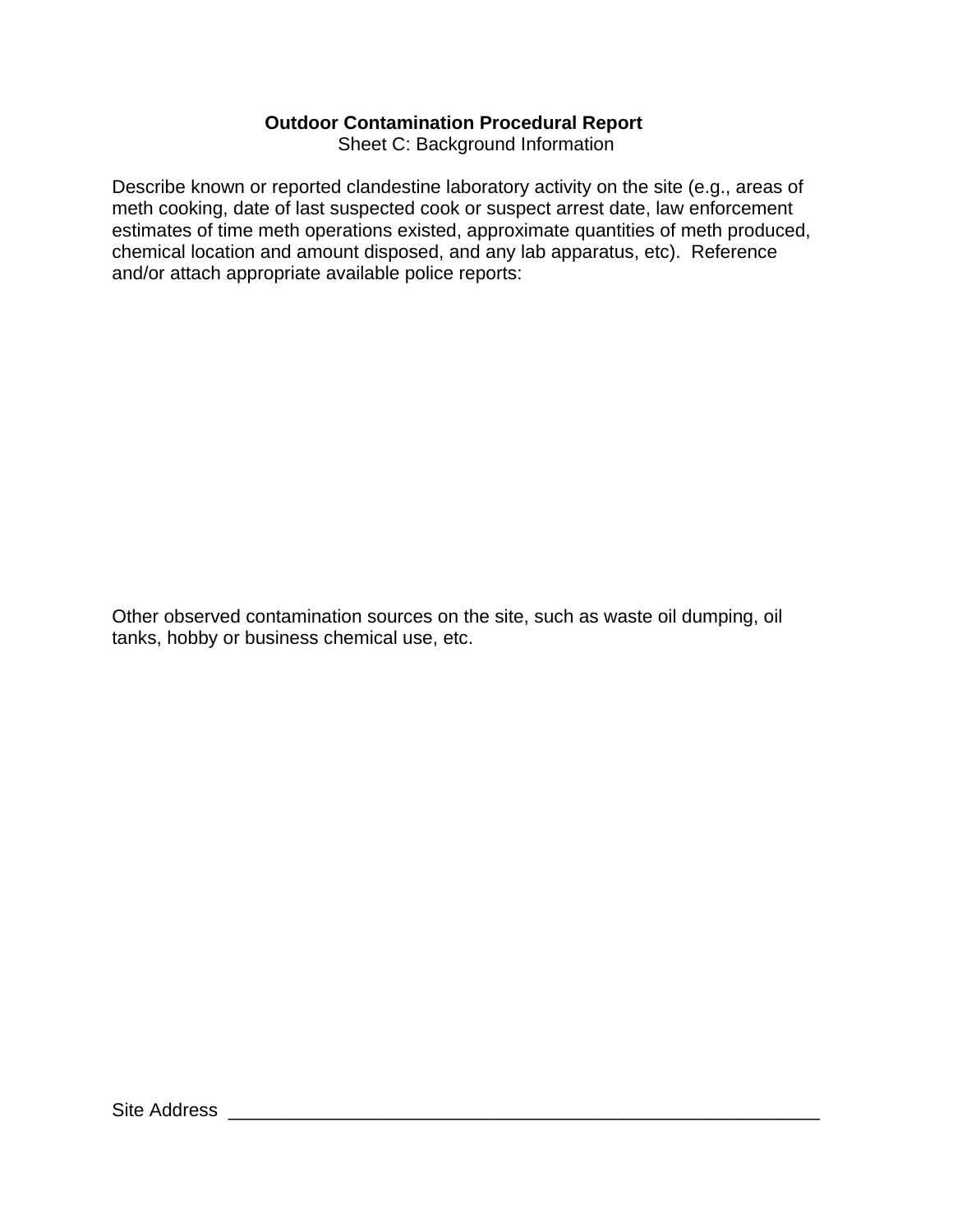**Outdoor Contamination Procedural Report**

Sheet C: Background Information

Describe known or reported clandestine laboratory activity on the site (e.g., areas of meth cooking, date of last suspected cook or suspect arrest date, law enforcement estimates of time meth operations existed, approximate quantities of meth produced, chemical location and amount disposed, and any lab apparatus, etc). Reference and/or attach appropriate available police reports:

Other observed contamination sources on the site, such as waste oil dumping, oil tanks, hobby or business chemical use, etc.

Site Address \_\_\_\_\_\_\_\_\_\_\_\_\_\_\_\_\_\_\_\_\_\_\_\_\_\_\_\_\_\_\_\_\_\_\_\_\_\_\_\_\_\_\_\_\_\_\_\_\_\_\_\_\_\_\_\_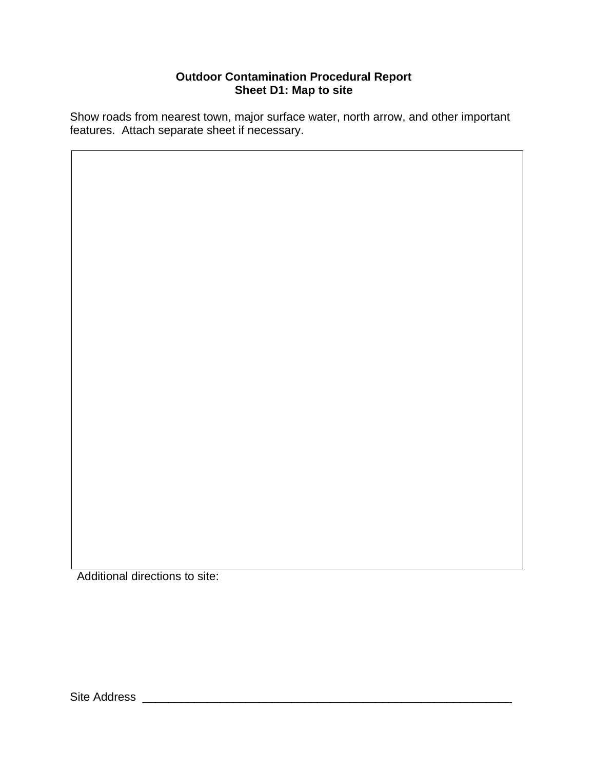**Outdoor Contamination Procedural Report**
**Sheet D1: Map to site**

Show roads from nearest town, major surface water, north arrow, and other important features. Attach separate sheet if necessary.

Additional directions to site:

Site Address ____________________________________________________________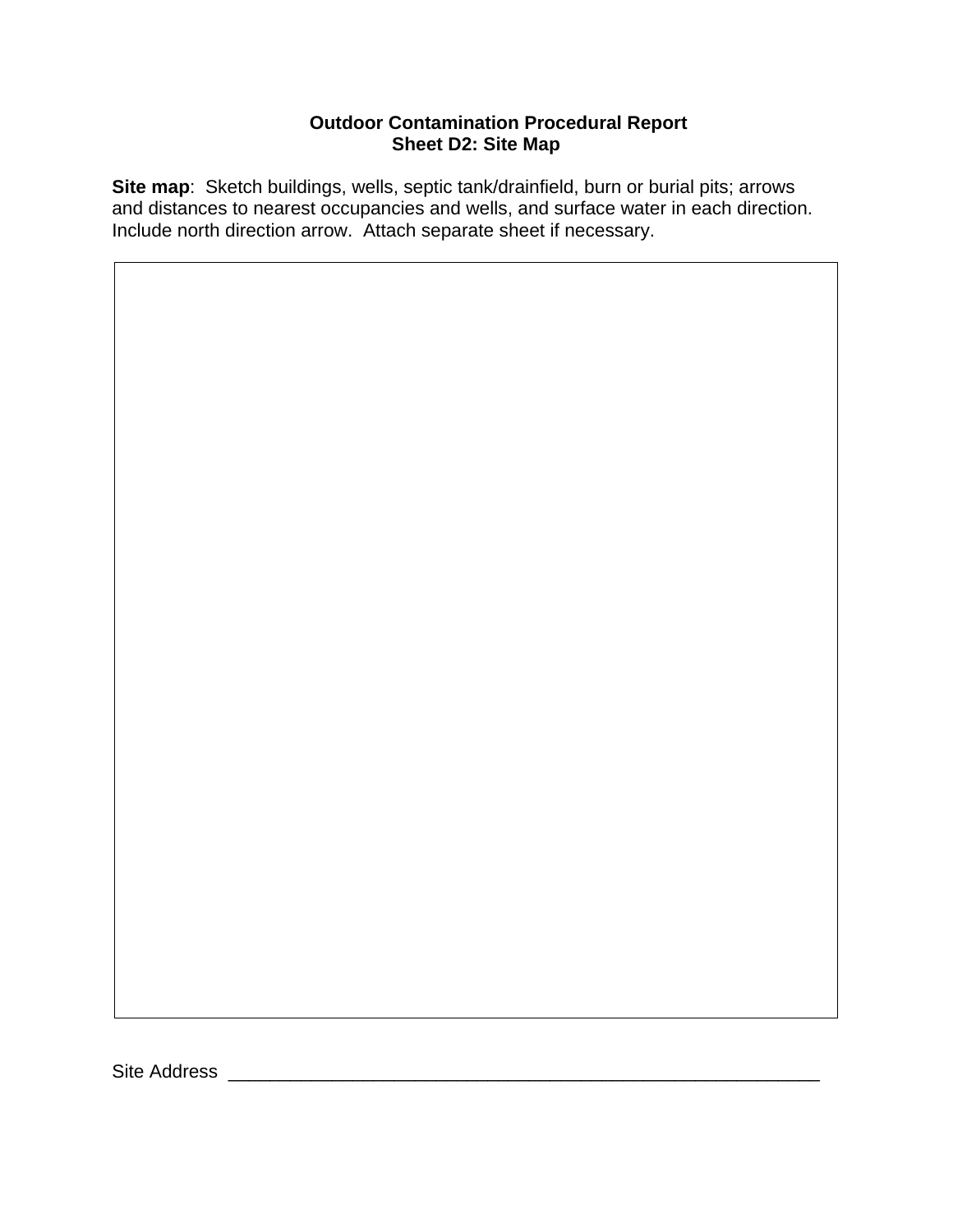**Outdoor Contamination Procedural Report**
**Sheet D2: Site Map**

**Site map**: Sketch buildings, wells, septic tank/drainfield, burn or burial pits; arrows and distances to nearest occupancies and wells, and surface water in each direction. Include north direction arrow. Attach separate sheet if necessary.

Site Address ___________________________________________________________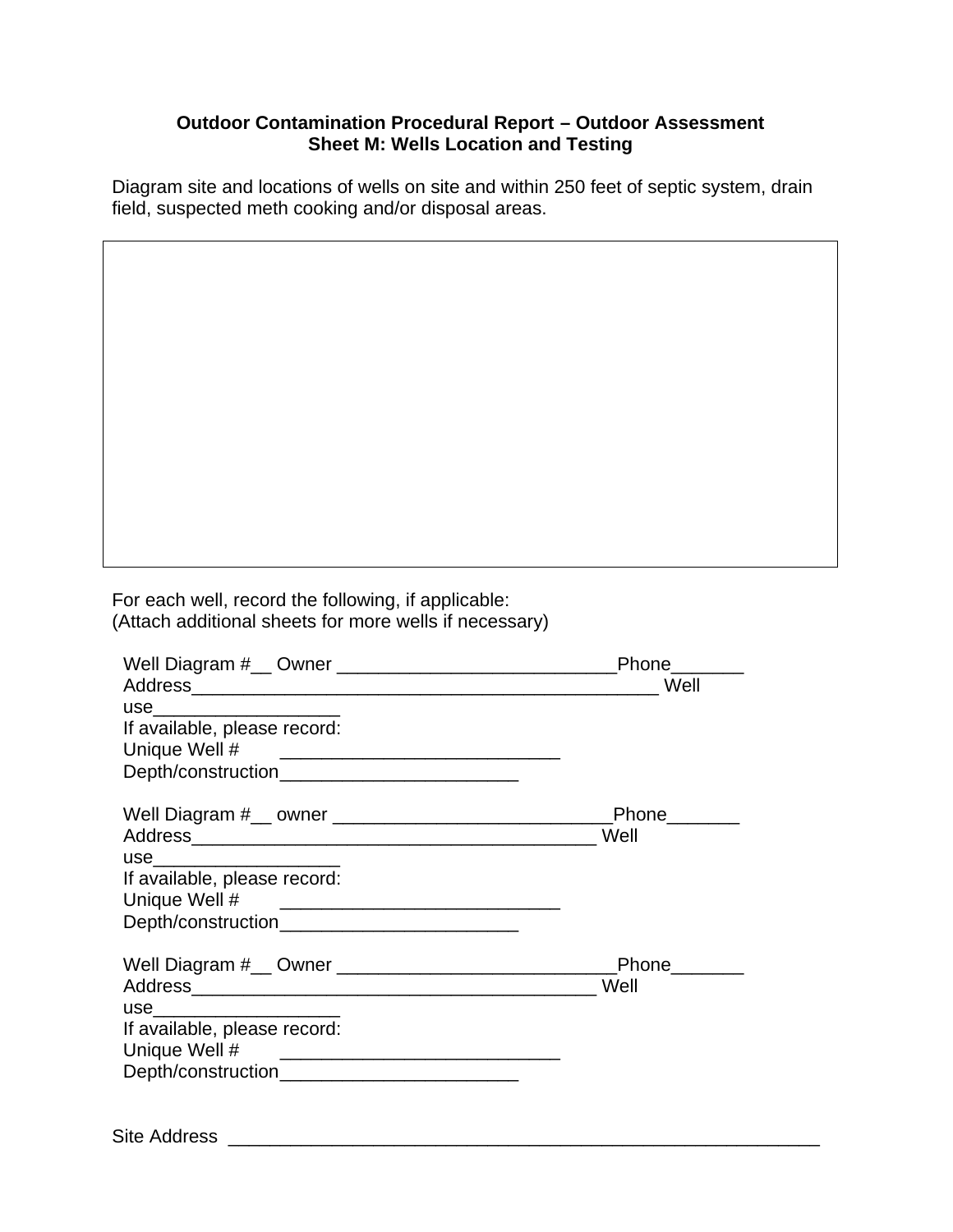**Outdoor Contamination Procedural Report – Outdoor Assessment**
**Sheet M: Wells Location and Testing**

Diagram site and locations of wells on site and within 250 feet of septic system, drain field, suspected meth cooking and/or disposal areas.

For each well, record the following, if applicable:
(Attach additional sheets for more wells if necessary)

Well Diagram #__ Owner ___________________________Phone_______
Address_____________________________________________ Well use__________________
If available, please record:
Unique Well # ___________________________
Depth/construction_______________________

Well Diagram #__ owner ___________________________Phone_______
Address_______________________________________ Well use__________________
If available, please record:
Unique Well # ___________________________
Depth/construction_______________________

Well Diagram #__ Owner ___________________________Phone_______
Address_______________________________________ Well use__________________
If available, please record:
Unique Well # ___________________________
Depth/construction_______________________

Site Address _________________________________________________________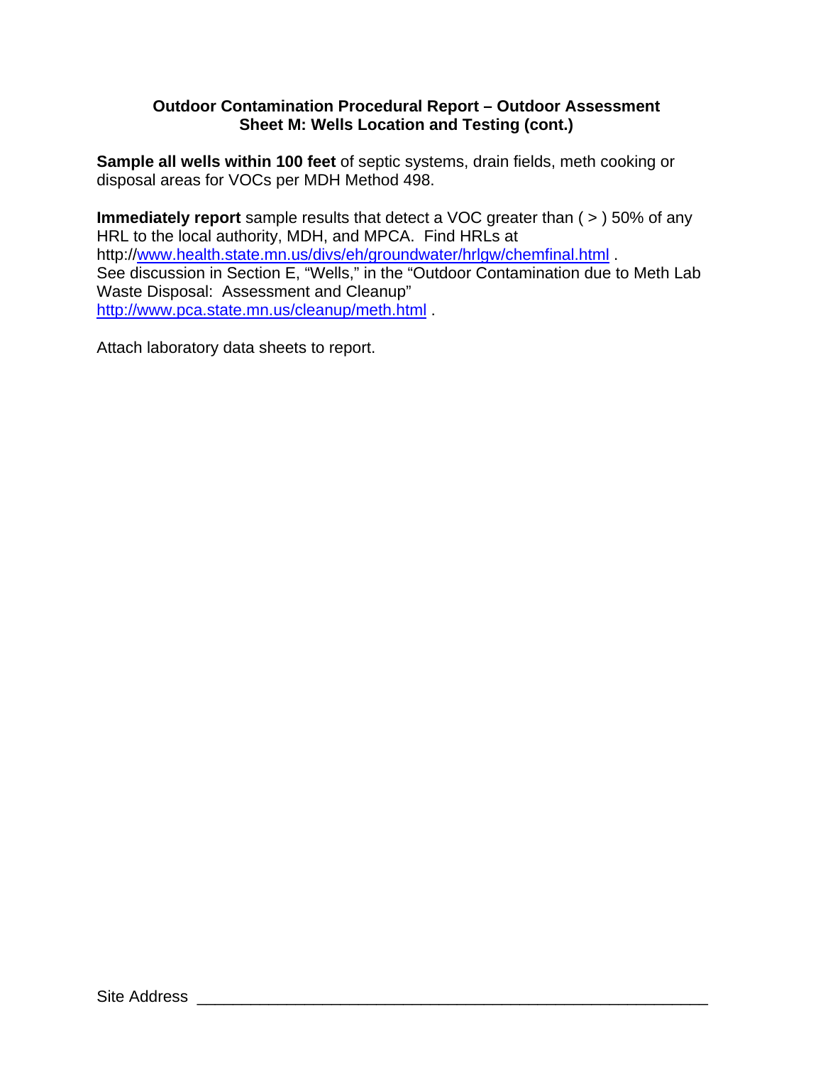**Outdoor Contamination Procedural Report – Outdoor Assessment**
**Sheet M: Wells Location and Testing (cont.)**

**Sample all wells within 100 feet** of septic systems, drain fields, meth cooking or disposal areas for VOCs per MDH Method 498.

**Immediately report** sample results that detect a VOC greater than ( > ) 50% of any HRL to the local authority, MDH, and MPCA. Find HRLs at http://www.health.state.mn.us/divs/eh/groundwater/hrlgw/chemfinal.html .
See discussion in Section E, "Wells," in the "Outdoor Contamination due to Meth Lab Waste Disposal: Assessment and Cleanup"
http://www.pca.state.mn.us/cleanup/meth.html .

Attach laboratory data sheets to report.

Site Address ___________________________________________________________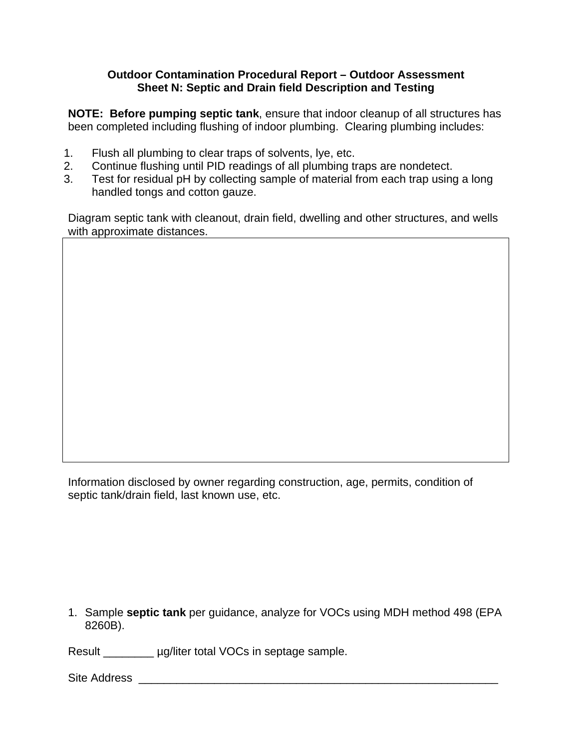**Outdoor Contamination Procedural Report – Outdoor Assessment**
**Sheet N: Septic and Drain field Description and Testing**

**NOTE: Before pumping septic tank**, ensure that indoor cleanup of all structures has been completed including flushing of indoor plumbing. Clearing plumbing includes:

1. Flush all plumbing to clear traps of solvents, lye, etc.
2. Continue flushing until PID readings of all plumbing traps are nondetect.
3. Test for residual pH by collecting sample of material from each trap using a long handled tongs and cotton gauze.

Diagram septic tank with cleanout, drain field, dwelling and other structures, and wells with approximate distances.

Information disclosed by owner regarding construction, age, permits, condition of septic tank/drain field, last known use, etc.

1. Sample **septic tank** per guidance, analyze for VOCs using MDH method 498 (EPA 8260B).

Result ________ µg/liter total VOCs in septage sample.

Site Address ___________________________________________________________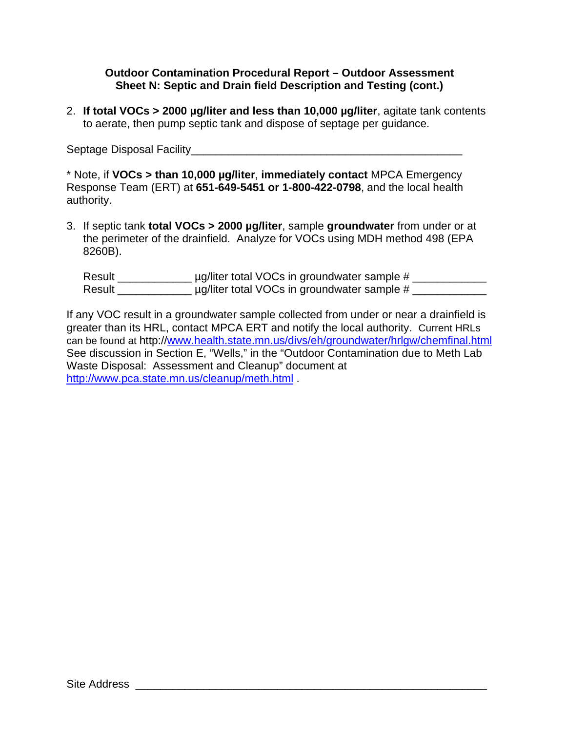**Outdoor Contamination Procedural Report – Outdoor Assessment**
**Sheet N: Septic and Drain field Description and Testing (cont.)**

2. **If total VOCs > 2000 µg/liter and less than 10,000 µg/liter**, agitate tank contents to aerate, then pump septic tank and dispose of septage per guidance.

Septage Disposal Facility_____________________________________________

* Note, if **VOCs > than 10,000 µg/liter**, **immediately contact** MPCA Emergency Response Team (ERT) at **651-649-5451 or 1-800-422-0798**, and the local health authority.

3. If septic tank **total VOCs > 2000 µg/liter**, sample **groundwater** from under or at the perimeter of the drainfield. Analyze for VOCs using MDH method 498 (EPA 8260B).

   Result ____________ µg/liter total VOCs in groundwater sample # ____________
   Result ____________ µg/liter total VOCs in groundwater sample # ____________

If any VOC result in a groundwater sample collected from under or near a drainfield is greater than its HRL, contact MPCA ERT and notify the local authority. Current HRLs can be found at http://www.health.state.mn.us/divs/eh/groundwater/hrlgw/chemfinal.html See discussion in Section E, "Wells," in the "Outdoor Contamination due to Meth Lab Waste Disposal: Assessment and Cleanup" document at http://www.pca.state.mn.us/cleanup/meth.html .

Site Address ________________________________________________________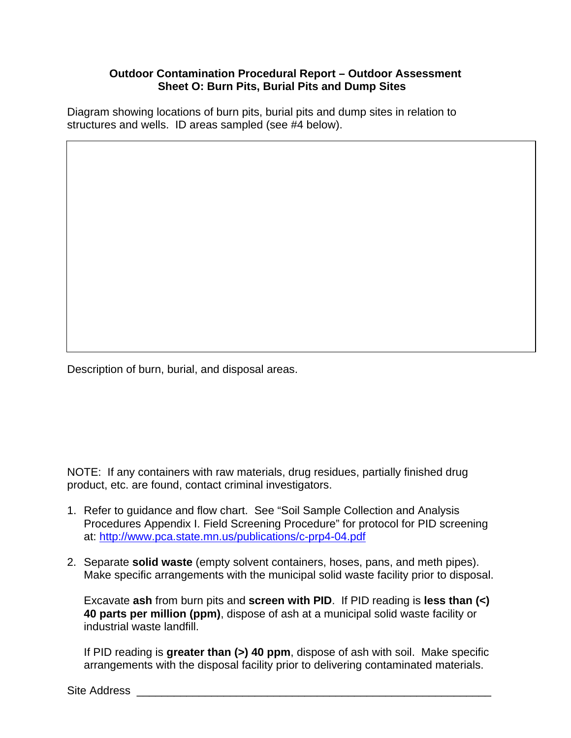**Outdoor Contamination Procedural Report – Outdoor Assessment**
**Sheet O: Burn Pits, Burial Pits and Dump Sites**

Diagram showing locations of burn pits, burial pits and dump sites in relation to structures and wells. ID areas sampled (see #4 below).

Description of burn, burial, and disposal areas.

NOTE: If any containers with raw materials, drug residues, partially finished drug product, etc. are found, contact criminal investigators.

1. Refer to guidance and flow chart. See "Soil Sample Collection and Analysis Procedures Appendix I. Field Screening Procedure" for protocol for PID screening at: [http://www.pca.state.mn.us/publications/c-prp4-04.pdf](http://www.pca.state.mn.us/publications/c-prp4-04.pdf)

2. Separate **solid waste** (empty solvent containers, hoses, pans, and meth pipes). Make specific arrangements with the municipal solid waste facility prior to disposal.

   Excavate **ash** from burn pits and **screen with PID**. If PID reading is **less than (<) 40 parts per million (ppm)**, dispose of ash at a municipal solid waste facility or industrial waste landfill.

   If PID reading is **greater than (>) 40 ppm**, dispose of ash with soil. Make specific arrangements with the disposal facility prior to delivering contaminated materials.

Site Address ____________________________________________________________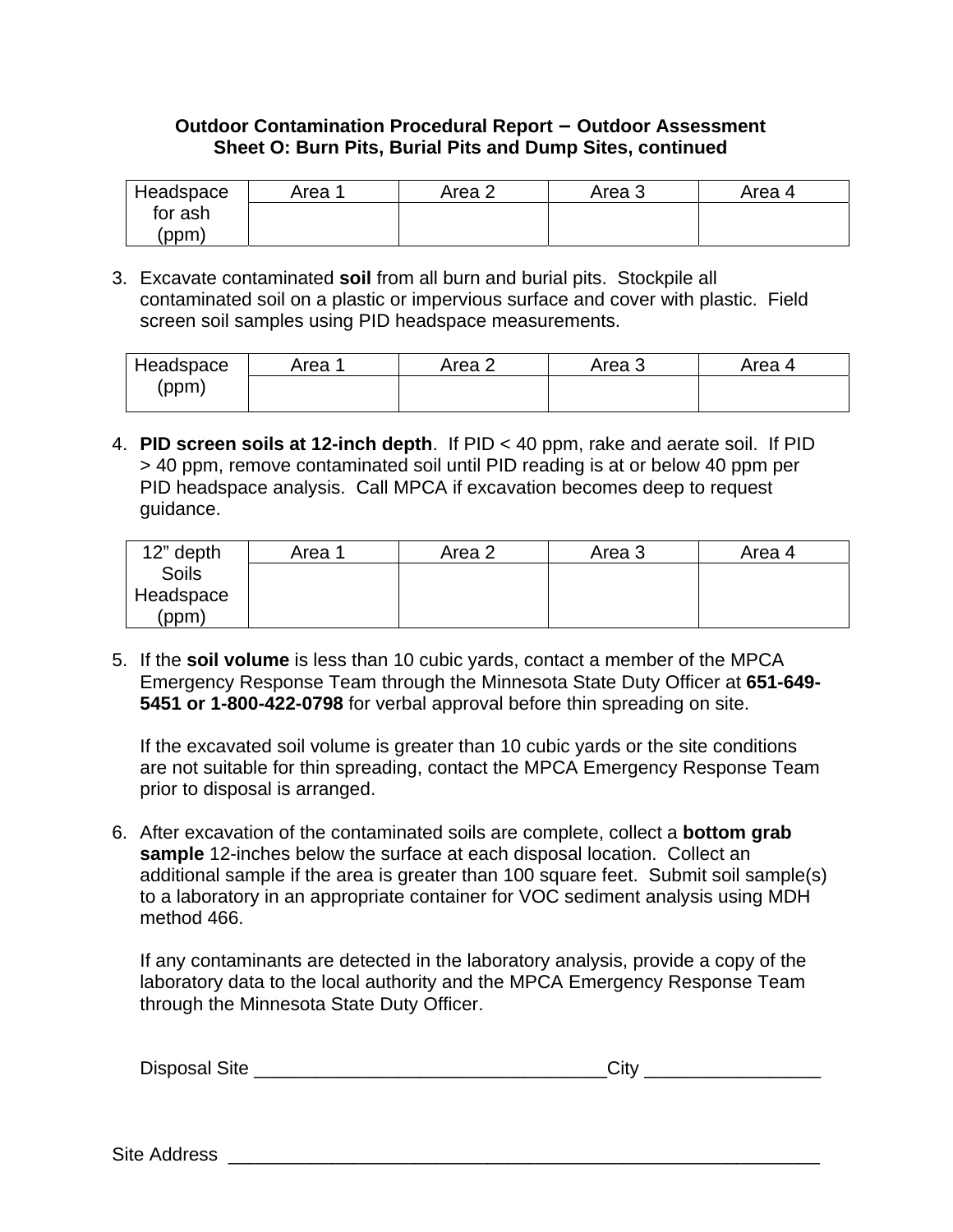**Outdoor Contamination Procedural Report – Outdoor Assessment**
**Sheet O: Burn Pits, Burial Pits and Dump Sites, continued**

| Headspace for ash (ppm) | Area 1 | Area 2 | Area 3 | Area 4 |
|---|---|---|---|---|
| | | | | |

3. Excavate contaminated **soil** from all burn and burial pits. Stockpile all contaminated soil on a plastic or impervious surface and cover with plastic. Field screen soil samples using PID headspace measurements.

| Headspace (ppm) | Area 1 | Area 2 | Area 3 | Area 4 |
|---|---|---|---|---|
| | | | | |

4. **PID screen soils at 12-inch depth**. If PID < 40 ppm, rake and aerate soil. If PID > 40 ppm, remove contaminated soil until PID reading is at or below 40 ppm per PID headspace analysis. Call MPCA if excavation becomes deep to request guidance.

| 12" depth Soils Headspace (ppm) | Area 1 | Area 2 | Area 3 | Area 4 |
|---|---|---|---|---|
| | | | | |

5. If the **soil volume** is less than 10 cubic yards, contact a member of the MPCA Emergency Response Team through the Minnesota State Duty Officer at **651-649-5451 or 1-800-422-0798** for verbal approval before thin spreading on site.

   If the excavated soil volume is greater than 10 cubic yards or the site conditions are not suitable for thin spreading, contact the MPCA Emergency Response Team prior to disposal is arranged.

6. After excavation of the contaminated soils are complete, collect a **bottom grab sample** 12-inches below the surface at each disposal location. Collect an additional sample if the area is greater than 100 square feet. Submit soil sample(s) to a laboratory in an appropriate container for VOC sediment analysis using MDH method 466.

   If any contaminants are detected in the laboratory analysis, provide a copy of the laboratory data to the local authority and the MPCA Emergency Response Team through the Minnesota State Duty Officer.

   Disposal Site __________________________________City _________________

Site Address ___________________________________________________________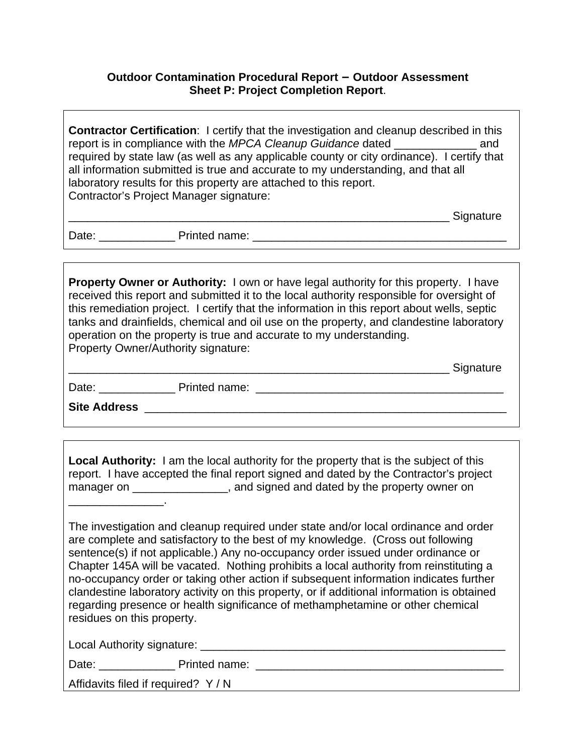**Outdoor Contamination Procedural Report – Outdoor Assessment**
**Sheet P: Project Completion Report**.

**Contractor Certification**: I certify that the investigation and cleanup described in this report is in compliance with the *MPCA Cleanup Guidance* dated _____________ and required by state law (as well as any applicable county or city ordinance). I certify that all information submitted is true and accurate to my understanding, and that all laboratory results for this property are attached to this report.
Contractor's Project Manager signature:

______________________________________________________________ Signature

Date: ____________ Printed name: _________________________________________

**Property Owner or Authority:** I own or have legal authority for this property. I have received this report and submitted it to the local authority responsible for oversight of this remediation project. I certify that the information in this report about wells, septic tanks and drainfields, chemical and oil use on the property, and clandestine laboratory operation on the property is true and accurate to my understanding.
Property Owner/Authority signature:

______________________________________________________________ Signature

Date: ____________ Printed name: ________________________________________

**Site Address** __________________________________________________________

**Local Authority:** I am the local authority for the property that is the subject of this report. I have accepted the final report signed and dated by the Contractor's project manager on _______________, and signed and dated by the property owner on _______________.

The investigation and cleanup required under state and/or local ordinance and order are complete and satisfactory to the best of my knowledge. (Cross out following sentence(s) if not applicable.) Any no-occupancy order issued under ordinance or Chapter 145A will be vacated. Nothing prohibits a local authority from reinstituting a no-occupancy order or taking other action if subsequent information indicates further clandestine laboratory activity on this property, or if additional information is obtained regarding presence or health significance of methamphetamine or other chemical residues on this property.

Local Authority signature: ___________________________________________________

Date: ____________ Printed name: ________________________________________

Affidavits filed if required? Y / N